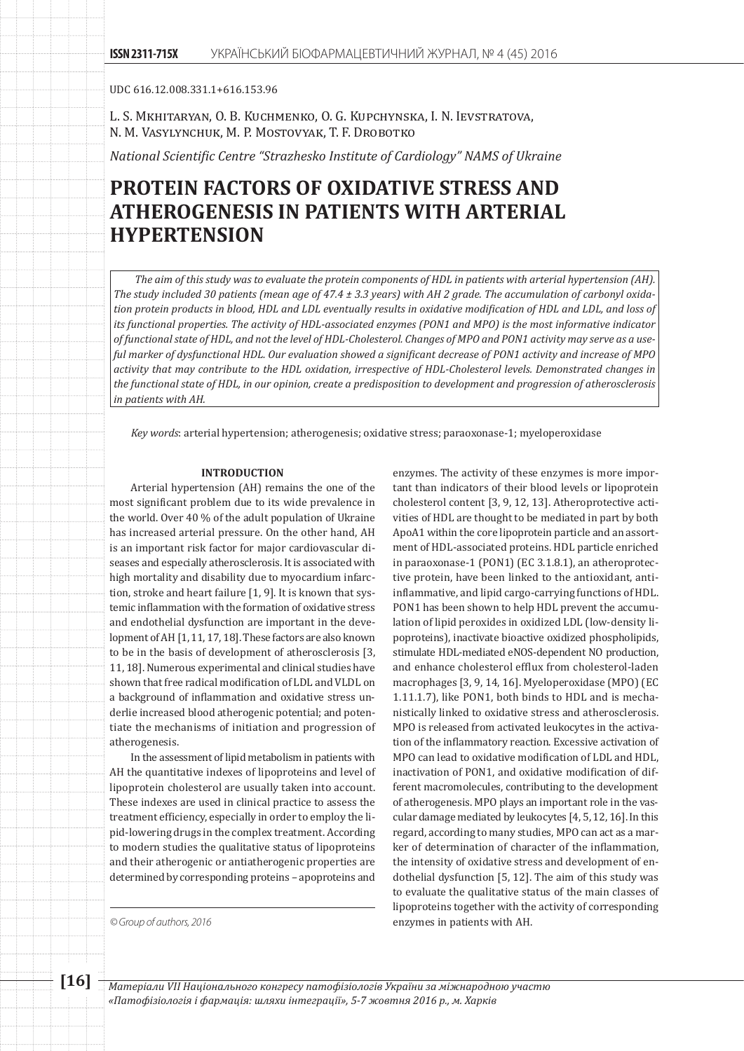UDC 616.12.008.331.1+616.153.96

L. S. Mkhitaryan, O. B. Kuchmenko, O. G. Kupchynska, I. N. Ievstratova, N. M. Vasylynchuk, M. P. Mostovyak, T. F. Drobotko

*National Scientific Centre "Strazhesko Institute of Cardiology" NAMS of Ukraine*

# PROTEIN FACTORS OF OXIDATIVE STRESS AND ATHEROGENESIS IN PATIENTS WITH ARTERIAL HYPERTENSION

*The aim of this study was to evaluate the protein components of HDL in patients with arterial hypertension (AH). The study included 30 patients (mean age of 47.4 ± 3.3 years) with AH 2 grade. The accumulation of carbonyl oxidation protein products in blood, HDL and LDL eventually results in oxidative modification of HDL and LDL, and loss of its functional properties. The activity of HDL-associated enzymes (PON1 and MPO) is the most informative indicator of functional state of HDL, and not the level of HDL-Cholesterol. Changes of MPO and PON1 activity may serve as a useful marker of dysfunctional HDL. Our evaluation showed a significant decrease of PON1 activity and increase of MPO activity that may contribute to the HDL oxidation, irrespective of HDL-Cholesterol levels. Demonstrated changes in the functional state of HDL, in our opinion, create a predisposition to development and progression of atherosclerosis in patients with AH.*

*Key words*: arterial hypertension; atherogenesis; oxidative stress; paraoxonase-1; myeloperoxidase

## INTRODUCTION

Arterial hypertension (AH) remains the one of the most significant problem due to its wide prevalence in the world. Over 40 % of the adult population of Ukraine has increased arterial pressure. On the other hand, AH is an important risk factor for major cardiovascular diseases and especially atherosclerosis. It is associated with high mortality and disability due to myocardium infarction, stroke and heart failure [1, 9]. It is known that systemic inflammation with the formation of oxidative stress and endothelial dysfunction are important in the development of AH [1, 11, 17, 18]. These factors are also known to be in the basis of development of atherosclerosis [3, 11, 18]. Numerous experimental and clinical studies have shown that free radical modification of LDL and VLDL on a background of inflammation and oxidative stress underlie increased blood atherogenic potential; and potentiate the mechanisms of initiation and progression of atherogenesis.

In the assessment of lipid metabolism in patients with AH the quantitative indexes of lipoproteins and level of lipoprotein cholesterol are usually taken into account. These indexes are used in clinical practice to assess the treatment efficiency, especially in order to employ the lipid-lowering drugs in the complex treatment. According to modern studies the qualitative status of lipoproteins and their atherogenic or antiatherogenic properties are determined by corresponding proteins – apoproteins and enzymes. The activity of these enzymes is more important than indicators of their blood levels or lipoprotein cholesterol content [3, 9, 12, 13]. Atheroprotective activities of HDL are thought to be mediated in part by both ApoA1 within the core lipoprotein particle and an assortment of HDL-associated proteins. HDL particle enriched in paraoxonase-1 (PON1) (EC 3.1.8.1), an atheroprotective protein, have been linked to the antioxidant, anti-inflammative, and lipid cargo-carrying functions of HDL. PON1 has been shown to help HDL prevent the accumulation of lipid peroxides in oxidized LDL (low-density lipoproteins), inactivate bioactive oxidized phospholipids, stimulate HDL-mediated eNOS-dependent NO production, and enhance cholesterol efflux from cholesterol-laden macrophages [3, 9, 14, 16]. Myeloperoxidase (MPO) (EC 1.11.1.7), like PON1, both binds to HDL and is mechanistically linked to oxidative stress and atherosclerosis. MPO is released from activated leukocytes in the activation of the inflammatory reaction. Excessive activation of MPO can lead to oxidative modification of LDL and HDL, inactivation of PON1, and oxidative modification of different macromolecules, contributing to the development of atherogenesis. MPO plays an important role in the vascular damage mediated by leukocytes [4, 5, 12, 16]. In this regard, according to many studies, MPO can act as a marker of determination of character of the inflammation, the intensity of oxidative stress and development of endothelial dysfunction [5, 12]. The aim of this study was to evaluate the qualitative status of the main classes of lipoproteins together with the activity of corresponding enzymes in patients with AH.

© Group of authors, 2016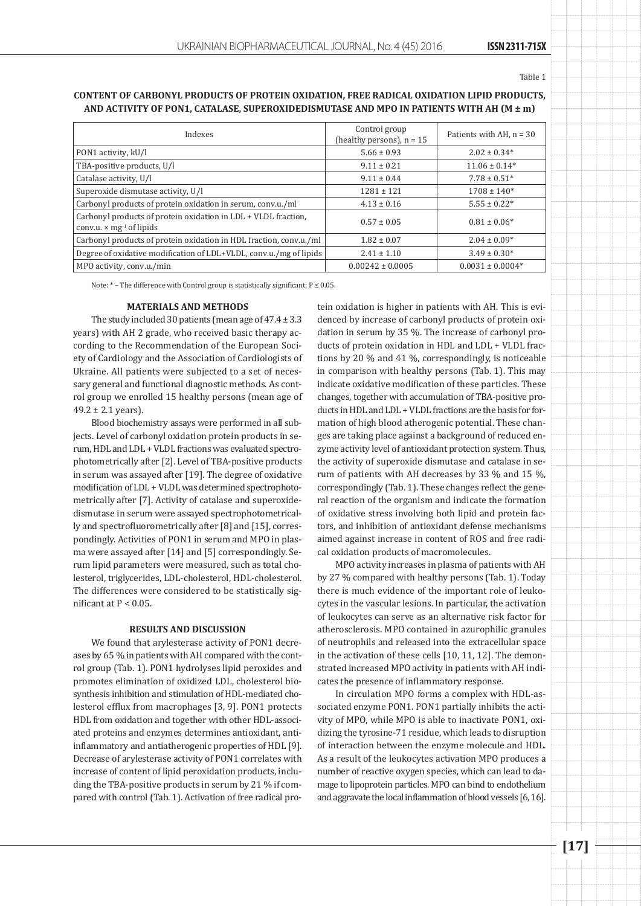Table 1

**CONTENT OF CARBONYL PRODUCTS OF PROTEIN OXIDATION, FREE RADICAL OXIDATION LIPID PRODUCTS, AND ACTIVITY OF PON1, CATALASE, SUPEROXIDEDISMUTASE AND MPO IN PATIENTS WITH AH (M ± m)**

| Indexes | Control group (healthy persons), n = 15 | Patients with AH, n = 30 |
|---|---|---|
| PON1 activity, kU/l | 5.66 ± 0.93 | 2.02 ± 0.34* |
| TBA-positive products, U/l | 9.11 ± 0.21 | 11.06 ± 0.14* |
| Catalase activity, U/l | 9.11 ± 0.44 | 7.78 ± 0.51* |
| Superoxide dismutase activity, U/l | 1281 ± 121 | 1708 ± 140* |
| Carbonyl products of protein oxidation in serum, conv.u./ml | 4.13 ± 0.16 | 5.55 ± 0.22* |
| Carbonyl products of protein oxidation in LDL + VLDL fraction, conv.u. × $mg^{-1}$ of lipids | 0.57 ± 0.05 | 0.81 ± 0.06* |
| Carbonyl products of protein oxidation in HDL fraction, conv.u./ml | 1.82 ± 0.07 | 2.04 ± 0.09* |
| Degree of oxidative modification of LDL+VLDL, conv.u./mg of lipids | 2.41 ± 1.10 | 3.49 ± 0.30* |
| MPO activity, conv.u./min | 0.00242 ± 0.0005 | 0.0031 ± 0.0004* |

Note: * – The difference with Control group is statistically significant; $P \leq 0.05$.

## MATERIALS AND METHODS

The study included 30 patients (mean age of 47.4 ± 3.3 years) with AH 2 grade, who received basic therapy according to the Recommendation of the European Society of Cardiology and the Association of Cardiologists of Ukraine. All patients were subjected to a set of necessary general and functional diagnostic methods. As control group we enrolled 15 healthy persons (mean age of 49.2 ± 2.1 years).

Blood biochemistry assays were performed in all subjects. Level of carbonyl oxidation protein products in serum, HDL and LDL + VLDL fractions was evaluated spectrophotometrically after [2]. Level of TBA-positive products in serum was assayed after [19]. The degree of oxidative modification of LDL + VLDL was determined spectrophotometrically after [7]. Activity of catalase and superoxidedismutase in serum were assayed spectrophotometrically and spectrofluorometrically after [8] and [15], correspondingly. Activities of PON1 in serum and MPO in plasma were assayed after [14] and [5] correspondingly. Serum lipid parameters were measured, such as total cholesterol, triglycerides, LDL-cholesterol, HDL-cholesterol. The differences were considered to be statistically significant at $P < 0.05$.

## RESULTS AND DISCUSSION

We found that arylesterase activity of PON1 decreases by 65 % in patients with AH compared with the control group (Tab. 1). PON1 hydrolyses lipid peroxides and promotes elimination of oxidized LDL, cholesterol biosynthesis inhibition and stimulation of HDL-mediated cholesterol efflux from macrophages [3, 9]. PON1 protects HDL from oxidation and together with other HDL-associated proteins and enzymes determines antioxidant, antiinflammatory and antiatherogenic properties of HDL [9]. Decrease of arylesterase activity of PON1 correlates with increase of content of lipid peroxidation products, including the TBA-positive products in serum by 21 % if compared with control (Tab. 1). Activation of free radical protein oxidation is higher in patients with AH. This is evidenced by increase of carbonyl products of protein oxidation in serum by 35 %. The increase of carbonyl products of protein oxidation in HDL and LDL + VLDL fractions by 20 % and 41 %, correspondingly, is noticeable in comparison with healthy persons (Tab. 1). This may indicate oxidative modification of these particles. These changes, together with accumulation of TBA-positive products in HDL and LDL + VLDL fractions are the basis for formation of high blood atherogenic potential. These changes are taking place against a background of reduced enzyme activity level of antioxidant protection system. Thus, the activity of superoxide dismutase and catalase in serum of patients with AH decreases by 33 % and 15 %, correspondingly (Tab. 1). These changes reflect the general reaction of the organism and indicate the formation of oxidative stress involving both lipid and protein factors, and inhibition of antioxidant defense mechanisms aimed against increase in content of ROS and free radical oxidation products of macromolecules.

MPO activity increases in plasma of patients with AH by 27 % compared with healthy persons (Tab. 1). Today there is much evidence of the important role of leukocytes in the vascular lesions. In particular, the activation of leukocytes can serve as an alternative risk factor for atherosclerosis. MPO contained in azurophilic granules of neutrophils and released into the extracellular space in the activation of these cells [10, 11, 12]. The demonstrated increased MPO activity in patients with AH indicates the presence of inflammatory response.

In circulation MPO forms a complex with HDL-associated enzyme PON1. PON1 partially inhibits the activity of MPO, while MPO is able to inactivate PON1, oxidizing the tyrosine-71 residue, which leads to disruption of interaction between the enzyme molecule and HDL. As a result of the leukocytes activation MPO produces a number of reactive oxygen species, which can lead to damage to lipoprotein particles. MPO can bind to endothelium and aggravate the local inflammation of blood vessels [6, 16].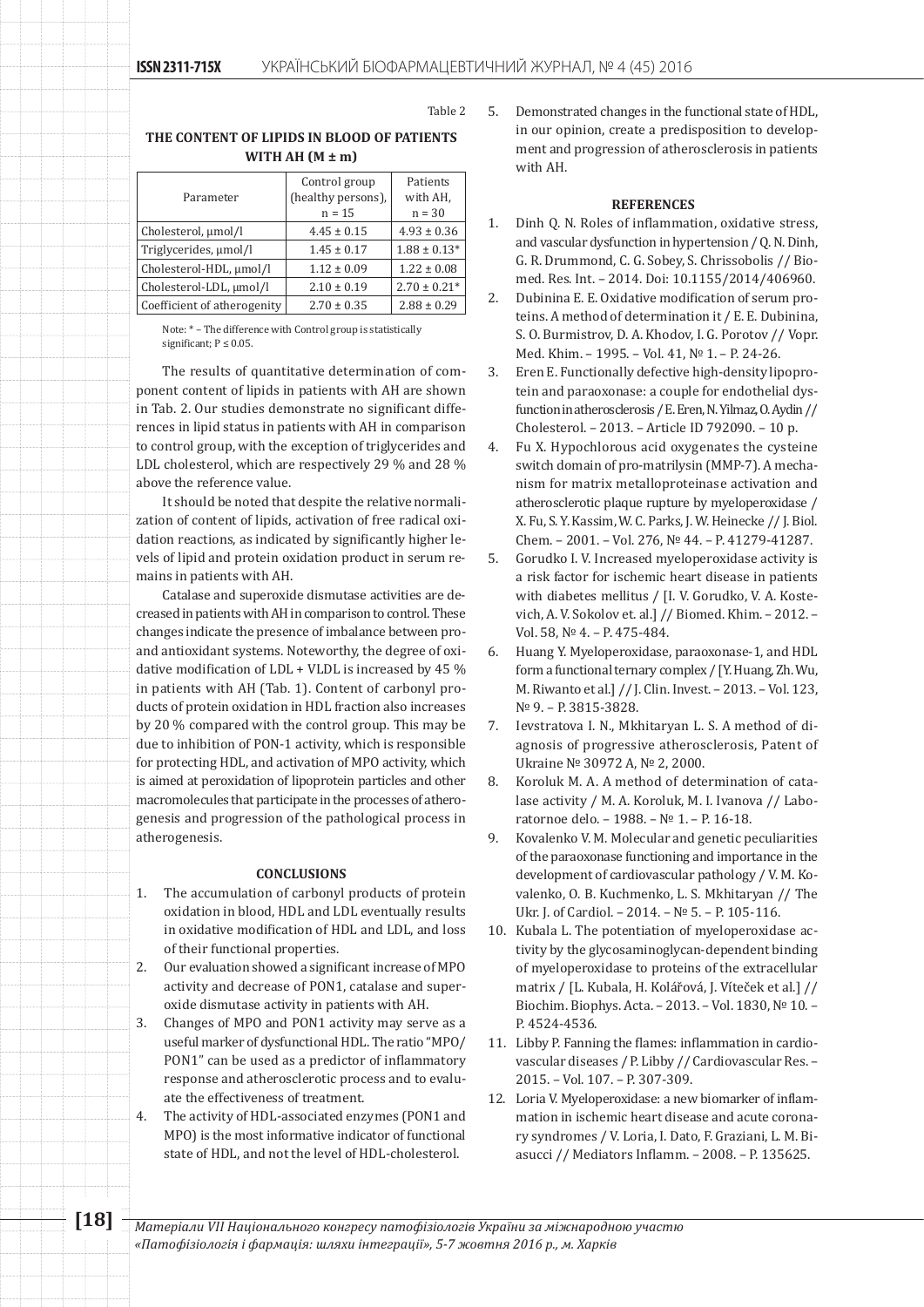Table 2

**THE CONTENT OF LIPIDS IN BLOOD OF PATIENTS WITH AH (M ± m)**

| Parameter | Control group (healthy persons), n = 15 | Patients with AH, n = 30 |
|---|---|---|
| Cholesterol, µmol/l | 4.45 ± 0.15 | 4.93 ± 0.36 |
| Triglycerides, µmol/l | 1.45 ± 0.17 | 1.88 ± 0.13* |
| Cholesterol-HDL, µmol/l | 1.12 ± 0.09 | 1.22 ± 0.08 |
| Cholesterol-LDL, µmol/l | 2.10 ± 0.19 | 2.70 ± 0.21* |
| Coefficient of atherogenity | 2.70 ± 0.35 | 2.88 ± 0.29 |

Note: * – The difference with Control group is statistically significant; $P \leq 0.05$.

The results of quantitative determination of component content of lipids in patients with AH are shown in Tab. 2. Our studies demonstrate no significant differences in lipid status in patients with AH in comparison to control group, with the exception of triglycerides and LDL cholesterol, which are respectively 29 % and 28 % above the reference value.

It should be noted that despite the relative normalization of content of lipids, activation of free radical oxidation reactions, as indicated by significantly higher levels of lipid and protein oxidation product in serum remains in patients with AH.

Catalase and superoxide dismutase activities are decreased in patients with AH in comparison to control. These changes indicate the presence of imbalance between pro- and antioxidant systems. Noteworthy, the degree of oxidative modification of LDL + VLDL is increased by 45 % in patients with AH (Tab. 1). Content of carbonyl products of protein oxidation in HDL fraction also increases by 20 % compared with the control group. This may be due to inhibition of PON-1 activity, which is responsible for protecting HDL, and activation of MPO activity, which is aimed at peroxidation of lipoprotein particles and other macromolecules that participate in the processes of atherogenesis and progression of the pathological process in atherogenesis.

## CONCLUSIONS

1. The accumulation of carbonyl products of protein oxidation in blood, HDL and LDL eventually results in oxidative modification of HDL and LDL, and loss of their functional properties.
2. Our evaluation showed a significant increase of MPO activity and decrease of PON1, catalase and superoxide dismutase activity in patients with AH.
3. Changes of MPO and PON1 activity may serve as a useful marker of dysfunctional HDL. The ratio "MPO/PON1" can be used as a predictor of inflammatory response and atherosclerotic process and to evaluate the effectiveness of treatment.
4. The activity of HDL-associated enzymes (PON1 and MPO) is the most informative indicator of functional state of HDL, and not the level of HDL-cholesterol.
5. Demonstrated changes in the functional state of HDL, in our opinion, create a predisposition to development and progression of atherosclerosis in patients with AH.

## REFERENCES

1. Dinh Q. N. Roles of inflammation, oxidative stress, and vascular dysfunction in hypertension / Q. N. Dinh, G. R. Drummond, C. G. Sobey, S. Chrissobolis // Biomed. Res. Int. – 2014. Doi: 10.1155/2014/406960.
2. Dubinina E. E. Oxidative modification of serum proteins. A method of determination it / E. E. Dubinina, S. O. Burmistrov, D. A. Khodov, I. G. Porotov // Vopr. Med. Khim. – 1995. – Vol. 41, № 1. – P. 24-26.
3. Eren E. Functionally defective high-density lipoprotein and paraoxonase: a couple for endothelial dysfunction in atherosclerosis / E. Eren, N. Yilmaz, O. Aydin // Cholesterol. – 2013. – Article ID 792090. – 10 p.
4. Fu X. Hypochlorous acid oxygenates the cysteine switch domain of pro-matrilysin (MMP-7). A mechanism for matrix metalloproteinase activation and atherosclerotic plaque rupture by myeloperoxidase / X. Fu, S. Y. Kassim, W. C. Parks, J. W. Heinecke // J. Biol. Chem. – 2001. – Vol. 276, № 44. – P. 41279-41287.
5. Gorudko I. V. Increased myeloperoxidase activity is a risk factor for ischemic heart disease in patients with diabetes mellitus / [I. V. Gorudko, V. A. Kostevich, A. V. Sokolov et. al.] // Biomed. Khim. – 2012. – Vol. 58, № 4. – P. 475-484.
6. Huang Y. Myeloperoxidase, paraoxonase-1, and HDL form a functional ternary complex / [Y. Huang, Zh. Wu, M. Riwanto et al.] // J. Clin. Invest. – 2013. – Vol. 123, № 9. – P. 3815-3828.
7. Ievstratova I. N., Mkhitaryan L. S. A method of diagnosis of progressive atherosclerosis, Patent of Ukraine № 30972 A, № 2, 2000.
8. Koroluk M. A. A method of determination of catalase activity / M. A. Koroluk, M. I. Ivanova // Laboratornoe delo. – 1988. – № 1. – P. 16-18.
9. Kovalenko V. M. Molecular and genetic peculiarities of the paraoxonase functioning and importance in the development of cardiovascular pathology / V. M. Kovalenko, O. B. Kuchmenko, L. S. Mkhitaryan // The Ukr. J. of Cardiol. – 2014. – № 5. – P. 105-116.
10. Kubala L. The potentiation of myeloperoxidase activity by the glycosaminoglycan-dependent binding of myeloperoxidase to proteins of the extracellular matrix / [L. Kubala, H. Kolářová, J. Víteček et al.] // Biochim. Biophys. Acta. – 2013. – Vol. 1830, № 10. – P. 4524-4536.
11. Libby P. Fanning the flames: inflammation in cardiovascular diseases / P. Libby // Cardiovascular Res. – 2015. – Vol. 107. – P. 307-309.
12. Loria V. Myeloperoxidase: a new biomarker of inflammation in ischemic heart disease and acute coronary syndromes / V. Loria, I. Dato, F. Graziani, L. M. Biasucci // Mediators Inflamm. – 2008. – P. 135625.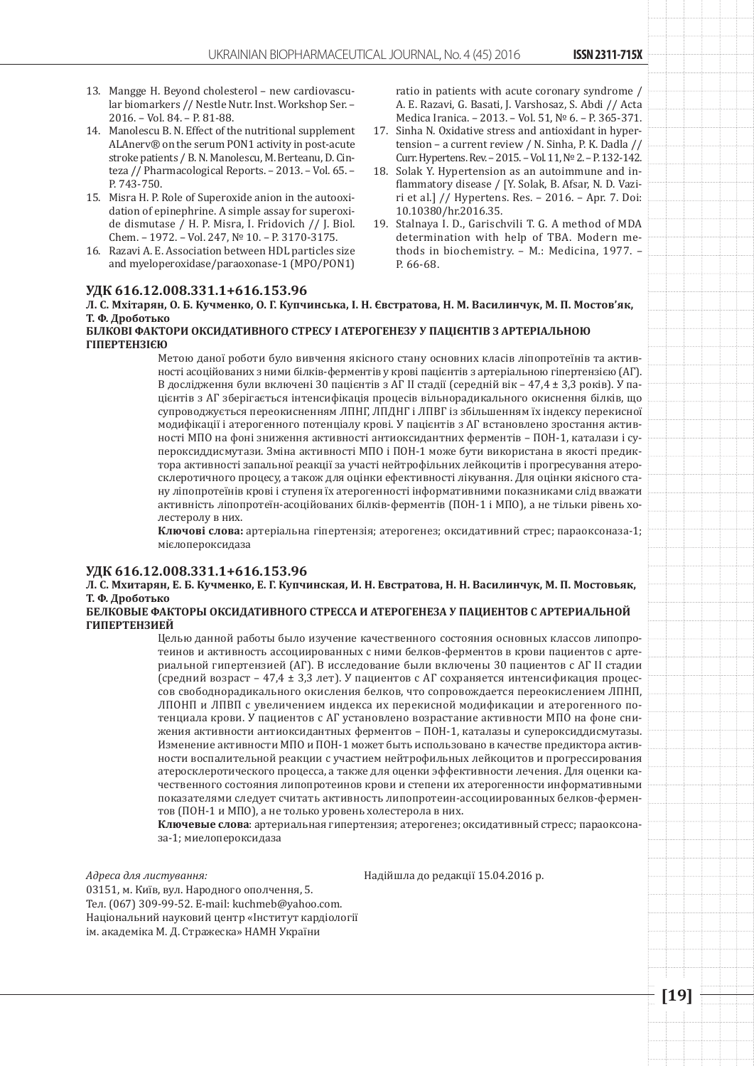13. Mangge H. Beyond cholesterol – new cardiovascular biomarkers // Nestle Nutr. Inst. Workshop Ser. – 2016. – Vol. 84. – P. 81-88.
14. Manolescu B. N. Effect of the nutritional supplement ALAnerv® on the serum PON1 activity in post-acute stroke patients / B. N. Manolescu, M. Berteanu, D. Cinteza // Pharmacological Reports. – 2013. – Vol. 65. – P. 743-750.
15. Misra H. P. Role of Superoxide anion in the autooxidation of epinephrine. A simple assay for superoxide dismutase / H. P. Misra, I. Fridovich // J. Biol. Chem. – 1972. – Vol. 247, № 10. – P. 3170-3175.
16. Razavi A. E. Association between HDL particles size and myeloperoxidase/paraoxonase-1 (MPO/PON1) ratio in patients with acute coronary syndrome / A. E. Razavi, G. Basati, J. Varshosaz, S. Abdi // Acta Medica Iranica. – 2013. – Vol. 51, № 6. – P. 365-371.
17. Sinha N. Oxidative stress and antioxidant in hypertension – a current review / N. Sinha, P. K. Dadla // Curr. Hypertens. Rev. – 2015. – Vol. 11, № 2. – P. 132-142.
18. Solak Y. Hypertension as an autoimmune and inflammatory disease / [Y. Solak, B. Afsar, N. D. Vaziri et al.] // Hypertens. Res. – 2016. – Apr. 7. Doi: 10.10380/hr.2016.35.
19. Stalnaya I. D., Garischvili T. G. A method of MDA determination with help of TBA. Modern methods in biochemistry. – M.: Medicina, 1977. – P. 66-68.

**УДК 616.12.008.331.1+616.153.96**

**Л. С. Мхітарян, О. Б. Кучменко, О. Г. Купчинська, І. Н. Євстратова, Н. М. Василинчук, М. П. Мостов'як, Т. Ф. Дроботько**

**БІЛКОВІ ФАКТОРИ ОКСИДАТИВНОГО СТРЕСУ І АТЕРОГЕНЕЗУ У ПАЦІЄНТІВ З АРТЕРІАЛЬНОЮ ГІПЕРТЕНЗІЄЮ**

Метою даної роботи було вивчення якісного стану основних класів ліпопротеїнів та активності асоційованих з ними білків-ферментів у крові пацієнтів з артеріальною гіпертензією (АГ). В дослідження були включені 30 пацієнтів з АГ II стадії (середній вік – 47,4 ± 3,3 років). У пацієнтів з АГ зберігається інтенсифікація процесів вільнорадикального окиснення білків, що супроводжується переокисненням ЛПНГ, ЛПДНГ і ЛПВГ із збільшенням їх індексу перекисної модифікації і атерогенного потенціалу крові. У пацієнтів з АГ встановлено зростання активності МПО на фоні зниження активності антиоксидантних ферментів – ПОН-1, каталази і супероксиддисмутази. Зміна активності МПО і ПОН-1 може бути використана в якості предиктора активності запальної реакції за участі нейтрофільних лейкоцитів і прогресування атеросклеротичного процесу, а також для оцінки ефективності лікування. Для оцінки якісного стану ліпопротеїнів крові і ступеня їх атерогенності інформативними показниками слід вважати активність ліпопротеїн-асоційованих білків-ферментів (ПОН-1 і МПО), а не тільки рівень холестеролу в них.

**Ключові слова:** артеріальна гіпертензія; атерогенез; оксидативний стрес; параоксоназа-1; мієлопероксидаза

**УДК 616.12.008.331.1+616.153.96**

**Л. С. Мхитарян, Е. Б. Кучменко, Е. Г. Купчинская, И. Н. Евстратова, Н. Н. Василинчук, М. П. Мостовьяк, Т. Ф. Дроботько**

**БЕЛКОВЫЕ ФАКТОРЫ ОКСИДАТИВНОГО СТРЕССА И АТЕРОГЕНЕЗА У ПАЦИЕНТОВ С АРТЕРИАЛЬНОЙ ГИПЕРТЕНЗИЕЙ**

Целью данной работы было изучение качественного состояния основных классов липопротеинов и активность ассоциированных с ними белков-ферментов в крови пациентов с артериальной гипертензией (АГ). В исследование были включены 30 пациентов с АГ II стадии (средний возраст – 47,4 ± 3,3 лет). У пациентов с АГ сохраняется интенсификация процессов свободнорадикального окисления белков, что сопровождается переокислением ЛПНП, ЛПОНП и ЛПВП с увеличением индекса их перекисной модификации и атерогенного потенциала крови. У пациентов с АГ установлено возрастание активности МПО на фоне снижения активности антиоксидантных ферментов – ПОН-1, каталазы и супероксиддисмутазы. Изменение активности МПО и ПОН-1 может быть использовано в качестве предиктора активности воспалительной реакции с участием нейтрофильных лейкоцитов и прогрессирования атеросклеротического процесса, а также для оценки эффективности лечения. Для оценки качественного состояния липопротеинов крови и степени их атерогенности информативными показателями следует считать активность липопротеин-ассоциированных белков-ферментов (ПОН-1 и МПО), а не только уровень холестерола в них.

**Ключевые слова**: артериальная гипертензия; атерогенез; оксидативный стресс; параоксоназа-1; миелопероксидаза

*Адреса для листування:*
03151, м. Київ, вул. Народного ополчення, 5.
Тел. (067) 309-99-52. E-mail: kuchmeb@yahoo.com.
Національний науковий центр «Інститут кардіології ім. академіка М. Д. Стражеска» НАМН України

Надійшла до редакції 15.04.2016 р.